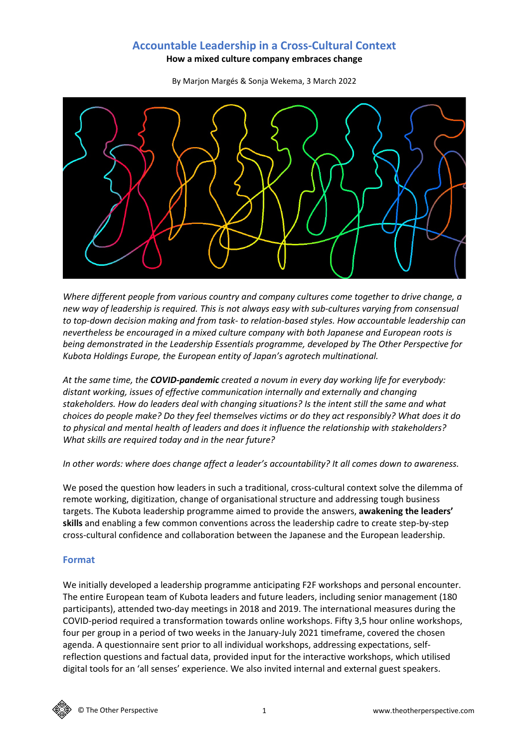# Accountable Leadership in a Cross-Cultural Context

**How a mixed culture company embraces change**

By Marjon Margés & Sonja Wekema, 3 March 2022

*Where different people from various country and company cultures come together to drive change, a new way of leadership is required. This is not always easy with sub-cultures varying from consensual to top-down decision making and from task- to relation-based styles. How accountable leadership can nevertheless be encouraged in a mixed culture company with both Japanese and European roots is being demonstrated in the Leadership Essentials programme, developed by The Other Perspective for Kubota Holdings Europe, the European entity of Japan's agrotech multinational.*

*At the same time, the **COVID-pandemic** created a novum in every day working life for everybody: distant working, issues of effective communication internally and externally and changing stakeholders. How do leaders deal with changing situations? Is the intent still the same and what choices do people make? Do they feel themselves victims or do they act responsibly? What does it do to physical and mental health of leaders and does it influence the relationship with stakeholders? What skills are required today and in the near future?*

*In other words: where does change affect a leader's accountability? It all comes down to awareness.*

We posed the question how leaders in such a traditional, cross-cultural context solve the dilemma of remote working, digitization, change of organisational structure and addressing tough business targets. The Kubota leadership programme aimed to provide the answers, **awakening the leaders' skills** and enabling a few common conventions across the leadership cadre to create step-by-step cross-cultural confidence and collaboration between the Japanese and the European leadership.

## Format

We initially developed a leadership programme anticipating F2F workshops and personal encounter. The entire European team of Kubota leaders and future leaders, including senior management (180 participants), attended two-day meetings in 2018 and 2019. The international measures during the COVID-period required a transformation towards online workshops. Fifty 3,5 hour online workshops, four per group in a period of two weeks in the January-July 2021 timeframe, covered the chosen agenda. A questionnaire sent prior to all individual workshops, addressing expectations, self-reflection questions and factual data, provided input for the interactive workshops, which utilised digital tools for an 'all senses' experience. We also invited internal and external guest speakers.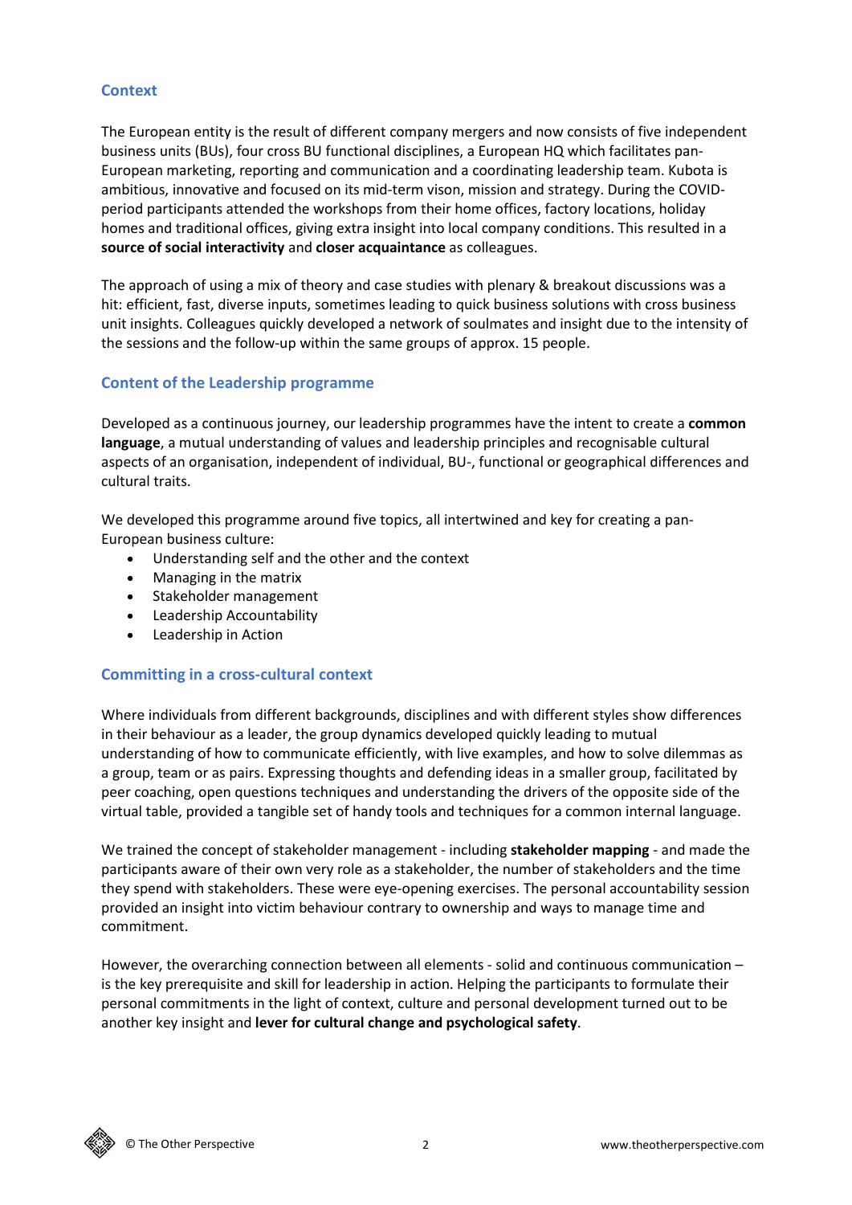## Context

The European entity is the result of different company mergers and now consists of five independent business units (BUs), four cross BU functional disciplines, a European HQ which facilitates pan-European marketing, reporting and communication and a coordinating leadership team. Kubota is ambitious, innovative and focused on its mid-term vison, mission and strategy. During the COVID-period participants attended the workshops from their home offices, factory locations, holiday homes and traditional offices, giving extra insight into local company conditions. This resulted in a **source of social interactivity** and **closer acquaintance** as colleagues.

The approach of using a mix of theory and case studies with plenary & breakout discussions was a hit: efficient, fast, diverse inputs, sometimes leading to quick business solutions with cross business unit insights. Colleagues quickly developed a network of soulmates and insight due to the intensity of the sessions and the follow-up within the same groups of approx. 15 people.

## Content of the Leadership programme

Developed as a continuous journey, our leadership programmes have the intent to create a **common language**, a mutual understanding of values and leadership principles and recognisable cultural aspects of an organisation, independent of individual, BU-, functional or geographical differences and cultural traits.

We developed this programme around five topics, all intertwined and key for creating a pan-European business culture:

- Understanding self and the other and the context
- Managing in the matrix
- Stakeholder management
- Leadership Accountability
- Leadership in Action

## Committing in a cross-cultural context

Where individuals from different backgrounds, disciplines and with different styles show differences in their behaviour as a leader, the group dynamics developed quickly leading to mutual understanding of how to communicate efficiently, with live examples, and how to solve dilemmas as a group, team or as pairs. Expressing thoughts and defending ideas in a smaller group, facilitated by peer coaching, open questions techniques and understanding the drivers of the opposite side of the virtual table, provided a tangible set of handy tools and techniques for a common internal language.

We trained the concept of stakeholder management - including **stakeholder mapping** - and made the participants aware of their own very role as a stakeholder, the number of stakeholders and the time they spend with stakeholders. These were eye-opening exercises. The personal accountability session provided an insight into victim behaviour contrary to ownership and ways to manage time and commitment.

However, the overarching connection between all elements - solid and continuous communication – is the key prerequisite and skill for leadership in action. Helping the participants to formulate their personal commitments in the light of context, culture and personal development turned out to be another key insight and **lever for cultural change and psychological safety**.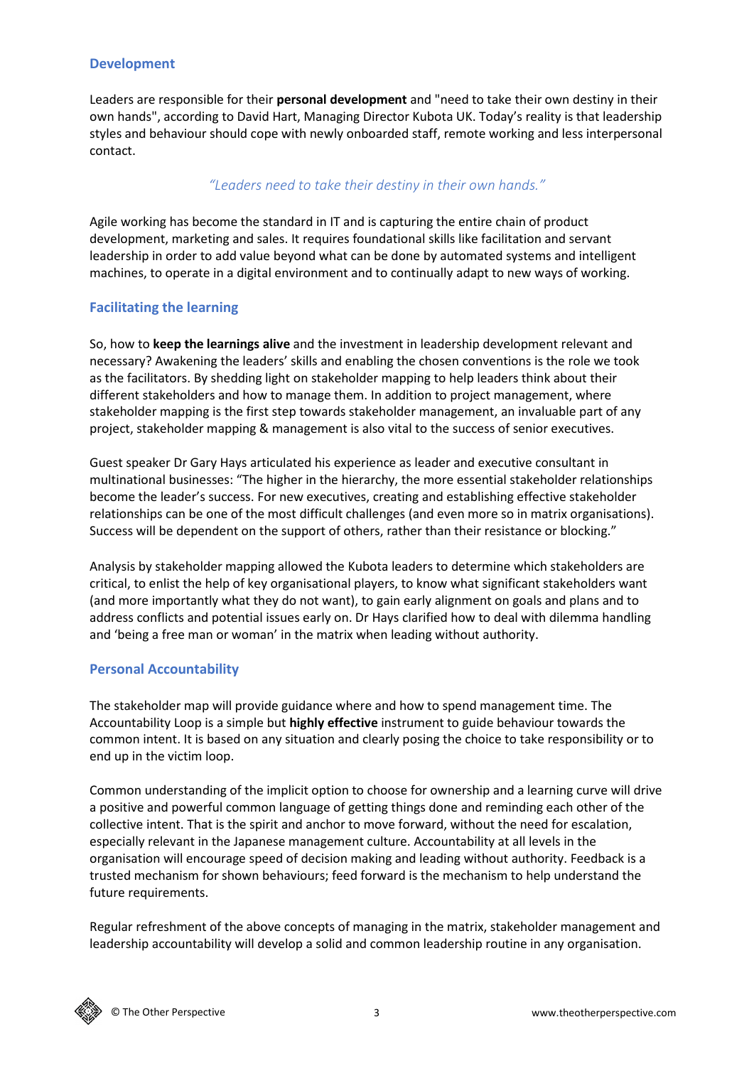## Development

Leaders are responsible for their **personal development** and "need to take their own destiny in their own hands", according to David Hart, Managing Director Kubota UK. Today's reality is that leadership styles and behaviour should cope with newly onboarded staff, remote working and less interpersonal contact.

*"Leaders need to take their destiny in their own hands."*

Agile working has become the standard in IT and is capturing the entire chain of product development, marketing and sales. It requires foundational skills like facilitation and servant leadership in order to add value beyond what can be done by automated systems and intelligent machines, to operate in a digital environment and to continually adapt to new ways of working.

## Facilitating the learning

So, how to **keep the learnings alive** and the investment in leadership development relevant and necessary? Awakening the leaders' skills and enabling the chosen conventions is the role we took as the facilitators. By shedding light on stakeholder mapping to help leaders think about their different stakeholders and how to manage them. In addition to project management, where stakeholder mapping is the first step towards stakeholder management, an invaluable part of any project, stakeholder mapping & management is also vital to the success of senior executives.

Guest speaker Dr Gary Hays articulated his experience as leader and executive consultant in multinational businesses: "The higher in the hierarchy, the more essential stakeholder relationships become the leader's success. For new executives, creating and establishing effective stakeholder relationships can be one of the most difficult challenges (and even more so in matrix organisations). Success will be dependent on the support of others, rather than their resistance or blocking."

Analysis by stakeholder mapping allowed the Kubota leaders to determine which stakeholders are critical, to enlist the help of key organisational players, to know what significant stakeholders want (and more importantly what they do not want), to gain early alignment on goals and plans and to address conflicts and potential issues early on. Dr Hays clarified how to deal with dilemma handling and 'being a free man or woman' in the matrix when leading without authority.

## Personal Accountability

The stakeholder map will provide guidance where and how to spend management time. The Accountability Loop is a simple but **highly effective** instrument to guide behaviour towards the common intent. It is based on any situation and clearly posing the choice to take responsibility or to end up in the victim loop.

Common understanding of the implicit option to choose for ownership and a learning curve will drive a positive and powerful common language of getting things done and reminding each other of the collective intent. That is the spirit and anchor to move forward, without the need for escalation, especially relevant in the Japanese management culture. Accountability at all levels in the organisation will encourage speed of decision making and leading without authority. Feedback is a trusted mechanism for shown behaviours; feed forward is the mechanism to help understand the future requirements.

Regular refreshment of the above concepts of managing in the matrix, stakeholder management and leadership accountability will develop a solid and common leadership routine in any organisation.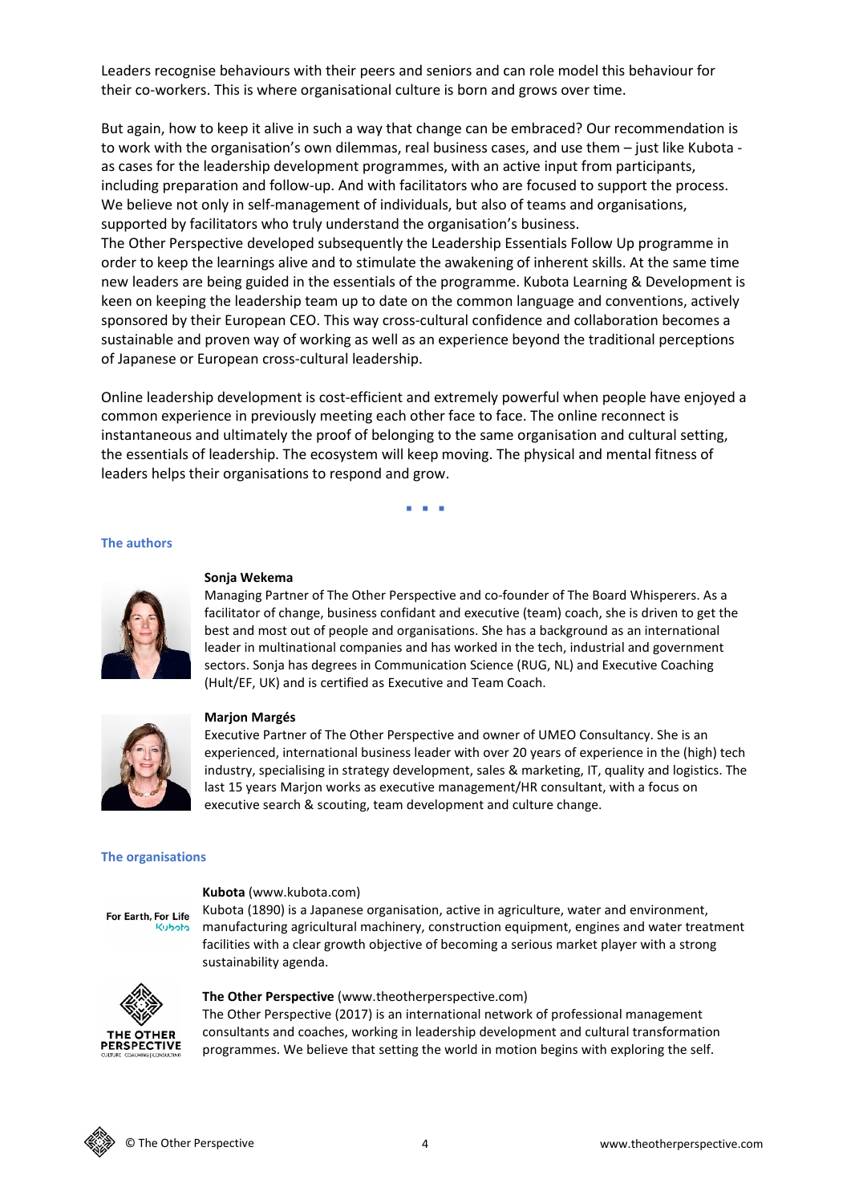Leaders recognise behaviours with their peers and seniors and can role model this behaviour for their co-workers. This is where organisational culture is born and grows over time.

But again, how to keep it alive in such a way that change can be embraced? Our recommendation is to work with the organisation's own dilemmas, real business cases, and use them – just like Kubota - as cases for the leadership development programmes, with an active input from participants, including preparation and follow-up. And with facilitators who are focused to support the process. We believe not only in self-management of individuals, but also of teams and organisations, supported by facilitators who truly understand the organisation's business.
The Other Perspective developed subsequently the Leadership Essentials Follow Up programme in order to keep the learnings alive and to stimulate the awakening of inherent skills. At the same time new leaders are being guided in the essentials of the programme. Kubota Learning & Development is keen on keeping the leadership team up to date on the common language and conventions, actively sponsored by their European CEO. This way cross-cultural confidence and collaboration becomes a sustainable and proven way of working as well as an experience beyond the traditional perceptions of Japanese or European cross-cultural leadership.

Online leadership development is cost-efficient and extremely powerful when people have enjoyed a common experience in previously meeting each other face to face. The online reconnect is instantaneous and ultimately the proof of belonging to the same organisation and cultural setting, the essentials of leadership. The ecosystem will keep moving. The physical and mental fitness of leaders helps their organisations to respond and grow.

. . .

### The authors

**Sonja Wekema**
Managing Partner of The Other Perspective and co-founder of The Board Whisperers. As a facilitator of change, business confidant and executive (team) coach, she is driven to get the best and most out of people and organisations. She has a background as an international leader in multinational companies and has worked in the tech, industrial and government sectors. Sonja has degrees in Communication Science (RUG, NL) and Executive Coaching (Hult/EF, UK) and is certified as Executive and Team Coach.

**Marjon Margés**
Executive Partner of The Other Perspective and owner of UMEO Consultancy. She is an experienced, international business leader with over 20 years of experience in the (high) tech industry, specialising in strategy development, sales & marketing, IT, quality and logistics. The last 15 years Marjon works as executive management/HR consultant, with a focus on executive search & scouting, team development and culture change.

### The organisations

For Earth, For Life
Kubota

**Kubota** (www.kubota.com)
Kubota (1890) is a Japanese organisation, active in agriculture, water and environment, manufacturing agricultural machinery, construction equipment, engines and water treatment facilities with a clear growth objective of becoming a serious market player with a strong sustainability agenda.

THE OTHER PERSPECTIVE
CULTURE COACHING | CONSULTING

**The Other Perspective** (www.theotherperspective.com)
The Other Perspective (2017) is an international network of professional management consultants and coaches, working in leadership development and cultural transformation programmes. We believe that setting the world in motion begins with exploring the self.